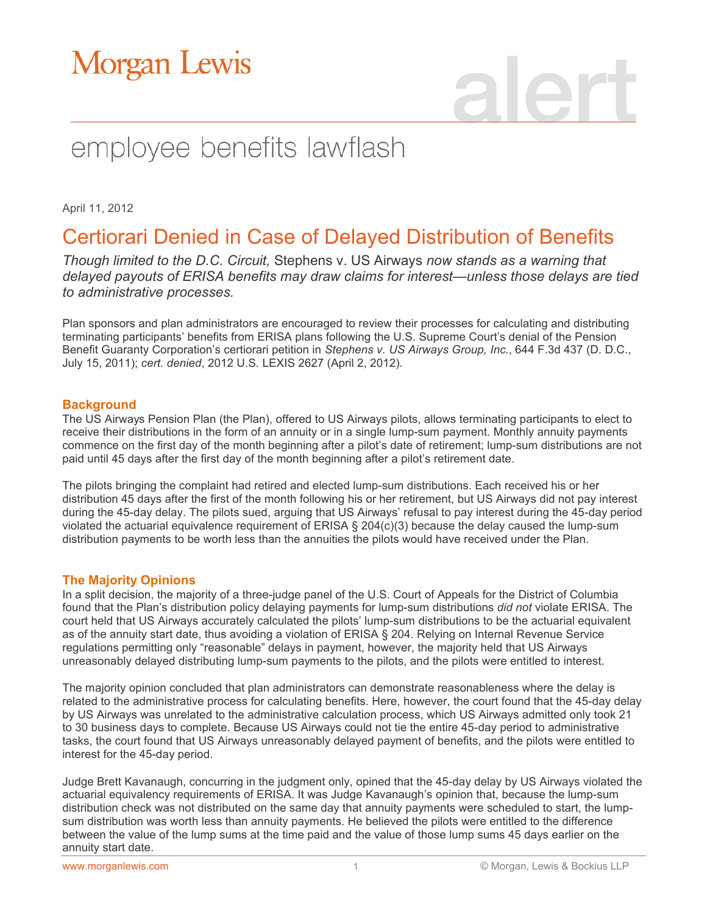# Morgan Lewis

alert

## employee benefits lawflash

April 11, 2012

# Certiorari Denied in Case of Delayed Distribution of Benefits

*Though limited to the D.C. Circuit,* Stephens v. US Airways *now stands as a warning that delayed payouts of ERISA benefits may draw claims for interest—unless those delays are tied to administrative processes.*

Plan sponsors and plan administrators are encouraged to review their processes for calculating and distributing terminating participants' benefits from ERISA plans following the U.S. Supreme Court's denial of the Pension Benefit Guaranty Corporation's certiorari petition in *Stephens v. US Airways Group, Inc.*, 644 F.3d 437 (D. D.C., July 15, 2011); *cert. denied*, 2012 U.S. LEXIS 2627 (April 2, 2012).

## Background

The US Airways Pension Plan (the Plan), offered to US Airways pilots, allows terminating participants to elect to receive their distributions in the form of an annuity or in a single lump-sum payment. Monthly annuity payments commence on the first day of the month beginning after a pilot's date of retirement; lump-sum distributions are not paid until 45 days after the first day of the month beginning after a pilot's retirement date.

The pilots bringing the complaint had retired and elected lump-sum distributions. Each received his or her distribution 45 days after the first of the month following his or her retirement, but US Airways did not pay interest during the 45-day delay. The pilots sued, arguing that US Airways' refusal to pay interest during the 45-day period violated the actuarial equivalence requirement of ERISA § 204(c)(3) because the delay caused the lump-sum distribution payments to be worth less than the annuities the pilots would have received under the Plan.

## The Majority Opinions

In a split decision, the majority of a three-judge panel of the U.S. Court of Appeals for the District of Columbia found that the Plan's distribution policy delaying payments for lump-sum distributions *did not* violate ERISA. The court held that US Airways accurately calculated the pilots' lump-sum distributions to be the actuarial equivalent as of the annuity start date, thus avoiding a violation of ERISA § 204. Relying on Internal Revenue Service regulations permitting only "reasonable" delays in payment, however, the majority held that US Airways unreasonably delayed distributing lump-sum payments to the pilots, and the pilots were entitled to interest.

The majority opinion concluded that plan administrators can demonstrate reasonableness where the delay is related to the administrative process for calculating benefits. Here, however, the court found that the 45-day delay by US Airways was unrelated to the administrative calculation process, which US Airways admitted only took 21 to 30 business days to complete. Because US Airways could not tie the entire 45-day period to administrative tasks, the court found that US Airways unreasonably delayed payment of benefits, and the pilots were entitled to interest for the 45-day period.

Judge Brett Kavanaugh, concurring in the judgment only, opined that the 45-day delay by US Airways violated the actuarial equivalency requirements of ERISA. It was Judge Kavanaugh's opinion that, because the lump-sum distribution check was not distributed on the same day that annuity payments were scheduled to start, the lump-sum distribution was worth less than annuity payments. He believed the pilots were entitled to the difference between the value of the lump sums at the time paid and the value of those lump sums 45 days earlier on the annuity start date.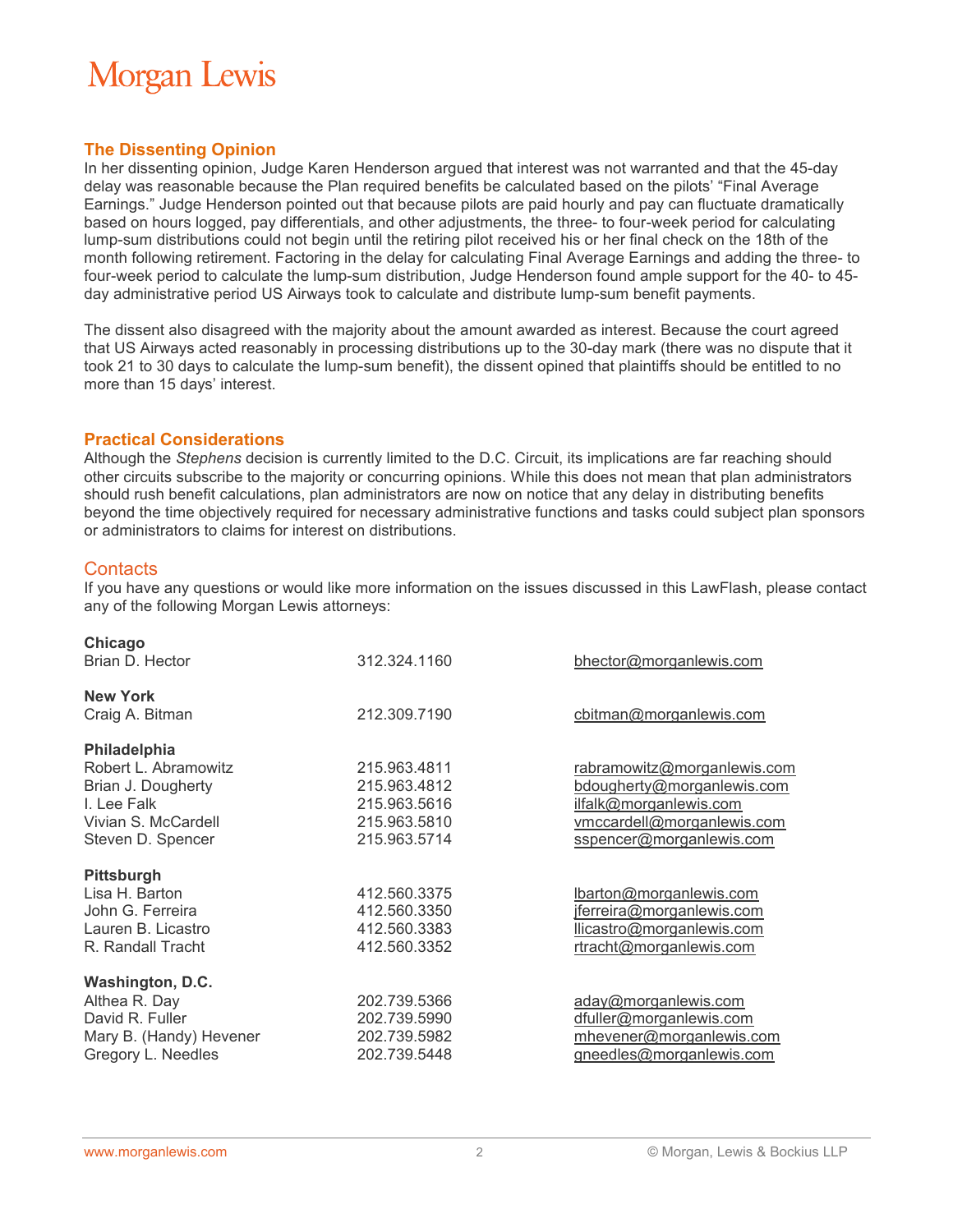## The Dissenting Opinion

In her dissenting opinion, Judge Karen Henderson argued that interest was not warranted and that the 45-day delay was reasonable because the Plan required benefits be calculated based on the pilots' "Final Average Earnings." Judge Henderson pointed out that because pilots are paid hourly and pay can fluctuate dramatically based on hours logged, pay differentials, and other adjustments, the three- to four-week period for calculating lump-sum distributions could not begin until the retiring pilot received his or her final check on the 18th of the month following retirement. Factoring in the delay for calculating Final Average Earnings and adding the three- to four-week period to calculate the lump-sum distribution, Judge Henderson found ample support for the 40- to 45-day administrative period US Airways took to calculate and distribute lump-sum benefit payments.

The dissent also disagreed with the majority about the amount awarded as interest. Because the court agreed that US Airways acted reasonably in processing distributions up to the 30-day mark (there was no dispute that it took 21 to 30 days to calculate the lump-sum benefit), the dissent opined that plaintiffs should be entitled to no more than 15 days' interest.

## Practical Considerations

Although the *Stephens* decision is currently limited to the D.C. Circuit, its implications are far reaching should other circuits subscribe to the majority or concurring opinions. While this does not mean that plan administrators should rush benefit calculations, plan administrators are now on notice that any delay in distributing benefits beyond the time objectively required for necessary administrative functions and tasks could subject plan sponsors or administrators to claims for interest on distributions.

## Contacts

If you have any questions or would like more information on the issues discussed in this LawFlash, please contact any of the following Morgan Lewis attorneys:

| | | |
|---|---|---|
| **Chicago** | | |
| Brian D. Hector | 312.324.1160 | bhector@morganlewis.com |
| **New York** | | |
| Craig A. Bitman | 212.309.7190 | cbitman@morganlewis.com |
| **Philadelphia** | | |
| Robert L. Abramowitz | 215.963.4811 | rabramowitz@morganlewis.com |
| Brian J. Dougherty | 215.963.4812 | bdougherty@morganlewis.com |
| I. Lee Falk | 215.963.5616 | ilfalk@morganlewis.com |
| Vivian S. McCardell | 215.963.5810 | vmccardell@morganlewis.com |
| Steven D. Spencer | 215.963.5714 | sspencer@morganlewis.com |
| **Pittsburgh** | | |
| Lisa H. Barton | 412.560.3375 | lbarton@morganlewis.com |
| John G. Ferreira | 412.560.3350 | jferreira@morganlewis.com |
| Lauren B. Licastro | 412.560.3383 | llicastro@morganlewis.com |
| R. Randall Tracht | 412.560.3352 | rtracht@morganlewis.com |
| **Washington, D.C.** | | |
| Althea R. Day | 202.739.5366 | aday@morganlewis.com |
| David R. Fuller | 202.739.5990 | dfuller@morganlewis.com |
| Mary B. (Handy) Hevener | 202.739.5982 | mhevener@morganlewis.com |
| Gregory L. Needles | 202.739.5448 | gneedles@morganlewis.com |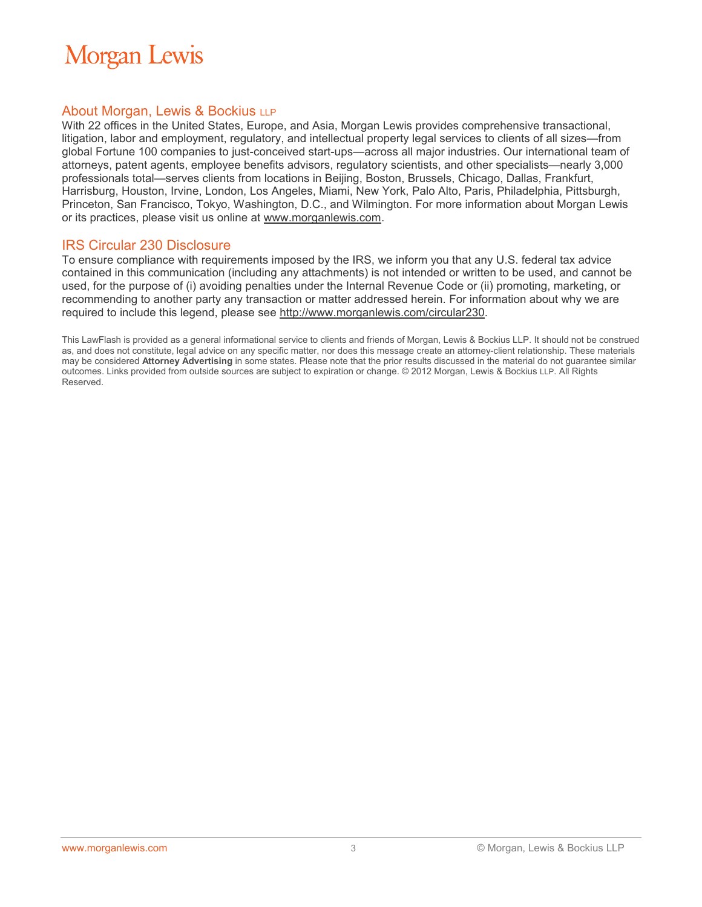## About Morgan, Lewis & Bockius LLP

With 22 offices in the United States, Europe, and Asia, Morgan Lewis provides comprehensive transactional, litigation, labor and employment, regulatory, and intellectual property legal services to clients of all sizes—from global Fortune 100 companies to just-conceived start-ups—across all major industries. Our international team of attorneys, patent agents, employee benefits advisors, regulatory scientists, and other specialists—nearly 3,000 professionals total—serves clients from locations in Beijing, Boston, Brussels, Chicago, Dallas, Frankfurt, Harrisburg, Houston, Irvine, London, Los Angeles, Miami, New York, Palo Alto, Paris, Philadelphia, Pittsburgh, Princeton, San Francisco, Tokyo, Washington, D.C., and Wilmington. For more information about Morgan Lewis or its practices, please visit us online at www.morganlewis.com.

## IRS Circular 230 Disclosure

To ensure compliance with requirements imposed by the IRS, we inform you that any U.S. federal tax advice contained in this communication (including any attachments) is not intended or written to be used, and cannot be used, for the purpose of (i) avoiding penalties under the Internal Revenue Code or (ii) promoting, marketing, or recommending to another party any transaction or matter addressed herein. For information about why we are required to include this legend, please see http://www.morganlewis.com/circular230.

This LawFlash is provided as a general informational service to clients and friends of Morgan, Lewis & Bockius LLP. It should not be construed as, and does not constitute, legal advice on any specific matter, nor does this message create an attorney-client relationship. These materials may be considered **Attorney Advertising** in some states. Please note that the prior results discussed in the material do not guarantee similar outcomes. Links provided from outside sources are subject to expiration or change. © 2012 Morgan, Lewis & Bockius LLP. All Rights Reserved.